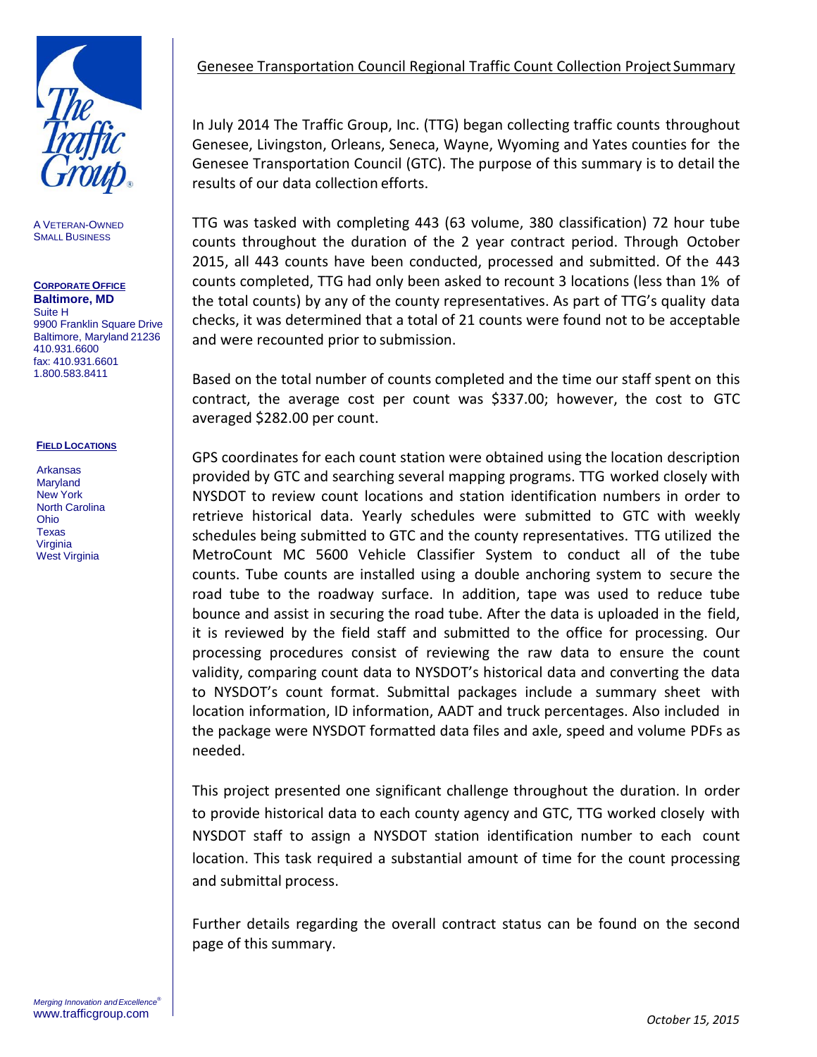A VETERAN-OWNED SMALL BUSINESS

**CORPORATE OFFICE**
**Baltimore, MD**
Suite H
9900 Franklin Square Drive
Baltimore, Maryland 21236
410.931.6600
fax: 410.931.6601
1.800.583.8411

**FIELD LOCATIONS**

Arkansas
Maryland
New York
North Carolina
Ohio
Texas
Virginia
West Virginia

*Merging Innovation and Excellence®*
www.trafficgroup.com

## Genesee Transportation Council Regional Traffic Count Collection Project Summary

In July 2014 The Traffic Group, Inc. (TTG) began collecting traffic counts throughout Genesee, Livingston, Orleans, Seneca, Wayne, Wyoming and Yates counties for the Genesee Transportation Council (GTC). The purpose of this summary is to detail the results of our data collection efforts.

TTG was tasked with completing 443 (63 volume, 380 classification) 72 hour tube counts throughout the duration of the 2 year contract period. Through October 2015, all 443 counts have been conducted, processed and submitted. Of the 443 counts completed, TTG had only been asked to recount 3 locations (less than 1% of the total counts) by any of the county representatives. As part of TTG's quality data checks, it was determined that a total of 21 counts were found not to be acceptable and were recounted prior to submission.

Based on the total number of counts completed and the time our staff spent on this contract, the average cost per count was $337.00; however, the cost to GTC averaged $282.00 per count.

GPS coordinates for each count station were obtained using the location description provided by GTC and searching several mapping programs. TTG worked closely with NYSDOT to review count locations and station identification numbers in order to retrieve historical data. Yearly schedules were submitted to GTC with weekly schedules being submitted to GTC and the county representatives. TTG utilized the MetroCount MC 5600 Vehicle Classifier System to conduct all of the tube counts. Tube counts are installed using a double anchoring system to secure the road tube to the roadway surface. In addition, tape was used to reduce tube bounce and assist in securing the road tube. After the data is uploaded in the field, it is reviewed by the field staff and submitted to the office for processing. Our processing procedures consist of reviewing the raw data to ensure the count validity, comparing count data to NYSDOT's historical data and converting the data to NYSDOT's count format. Submittal packages include a summary sheet with location information, ID information, AADT and truck percentages. Also included in the package were NYSDOT formatted data files and axle, speed and volume PDFs as needed.

This project presented one significant challenge throughout the duration. In order to provide historical data to each county agency and GTC, TTG worked closely with NYSDOT staff to assign a NYSDOT station identification number to each count location. This task required a substantial amount of time for the count processing and submittal process.

Further details regarding the overall contract status can be found on the second page of this summary.

*October 15, 2015*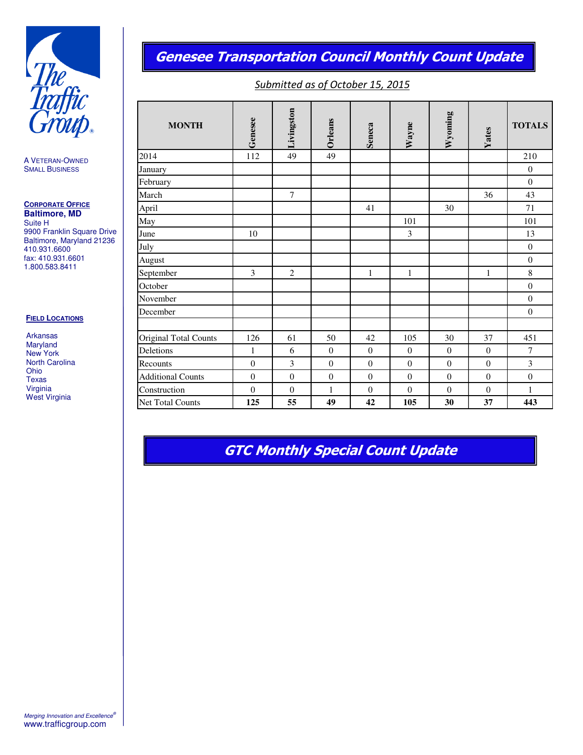A VETERAN-OWNED SMALL BUSINESS

**CORPORATE OFFICE**
**Baltimore, MD**
Suite H
9900 Franklin Square Drive
Baltimore, Maryland 21236
410.931.6600
fax: 410.931.6601
1.800.583.8411

**FIELD LOCATIONS**

Arkansas
Maryland
New York
North Carolina
Ohio
Texas
Virginia
West Virginia

# Genesee Transportation Council Monthly Count Update

*Submitted as of October 15, 2015*

| MONTH | Genesee | Livingston | Orleans | Seneca | Wayne | Wyoming | Yates | TOTALS |
|---|---|---|---|---|---|---|---|---|
| 2014 | 112 | 49 | 49 | | | | | 210 |
| January | | | | | | | | 0 |
| February | | | | | | | | 0 |
| March | | 7 | | | | | 36 | 43 |
| April | | | | 41 | | 30 | | 71 |
| May | | | | | 101 | | | 101 |
| June | 10 | | | | 3 | | | 13 |
| July | | | | | | | | 0 |
| August | | | | | | | | 0 |
| September | 3 | 2 | | 1 | 1 | | 1 | 8 |
| October | | | | | | | | 0 |
| November | | | | | | | | 0 |
| December | | | | | | | | 0 |
| | | | | | | | | |
| Original Total Counts | 126 | 61 | 50 | 42 | 105 | 30 | 37 | 451 |
| Deletions | 1 | 6 | 0 | 0 | 0 | 0 | 0 | 7 |
| Recounts | 0 | 3 | 0 | 0 | 0 | 0 | 0 | 3 |
| Additional Counts | 0 | 0 | 0 | 0 | 0 | 0 | 0 | 0 |
| Construction | 0 | 0 | 1 | 0 | 0 | 0 | 0 | 1 |
| Net Total Counts | **125** | **55** | **49** | **42** | **105** | **30** | **37** | **443** |

# GTC Monthly Special Count Update

*Merging Innovation and Excellence®*
www.trafficgroup.com